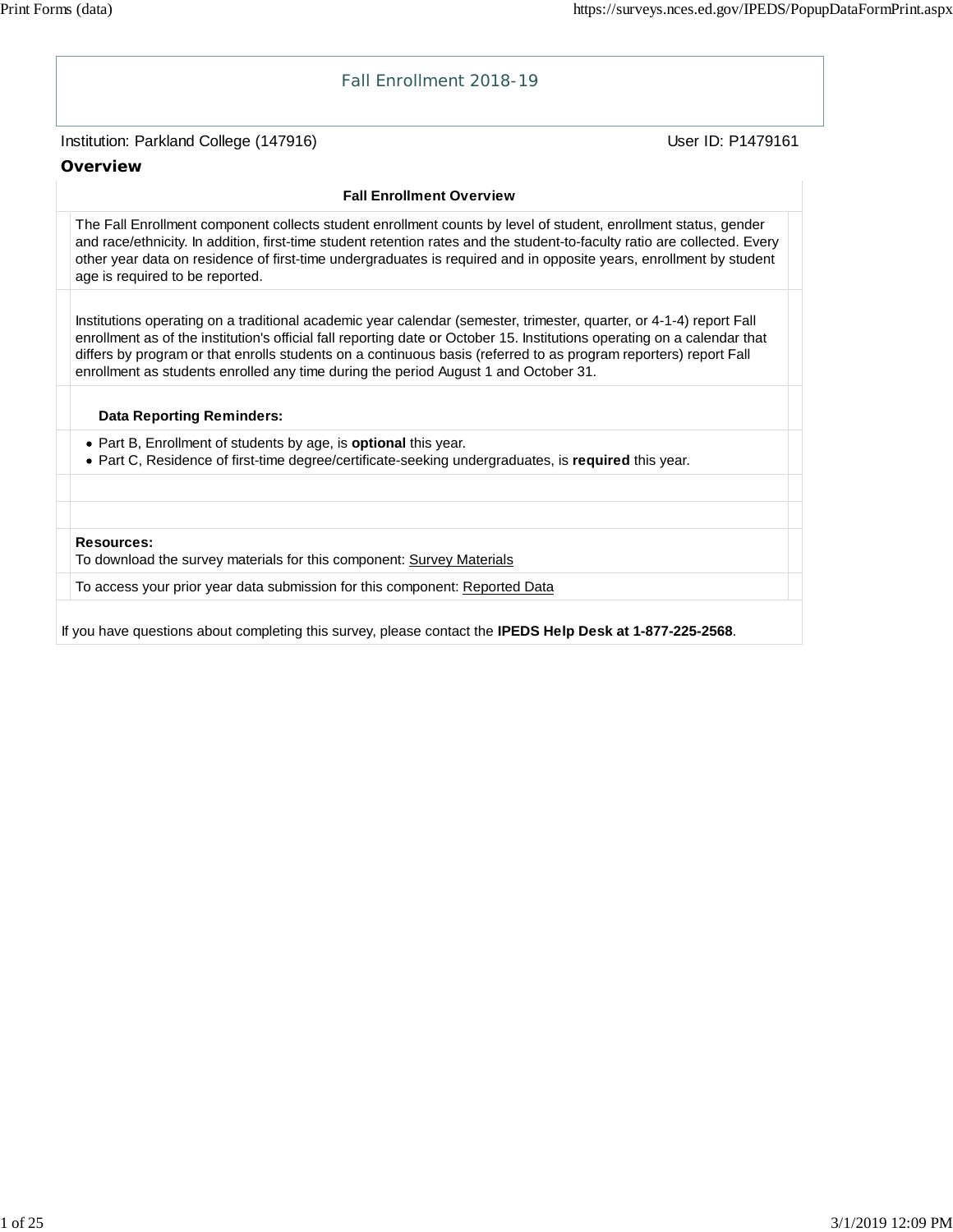# Fall Enrollment 2018-19

Institution: Parkland College (147916)

User ID: P1479161

## Overview

### Fall Enrollment Overview

The Fall Enrollment component collects student enrollment counts by level of student, enrollment status, gender and race/ethnicity. In addition, first-time student retention rates and the student-to-faculty ratio are collected. Every other year data on residence of first-time undergraduates is required and in opposite years, enrollment by student age is required to be reported.

Institutions operating on a traditional academic year calendar (semester, trimester, quarter, or 4-1-4) report Fall enrollment as of the institution's official fall reporting date or October 15. Institutions operating on a calendar that differs by program or that enrolls students on a continuous basis (referred to as program reporters) report Fall enrollment as students enrolled any time during the period August 1 and October 31.

**Data Reporting Reminders:**

- Part B, Enrollment of students by age, is **optional** this year.
- Part C, Residence of first-time degree/certificate-seeking undergraduates, is **required** this year.

**Resources:**
To download the survey materials for this component: Survey Materials

To access your prior year data submission for this component: Reported Data

If you have questions about completing this survey, please contact the **IPEDS Help Desk at 1-877-225-2568**.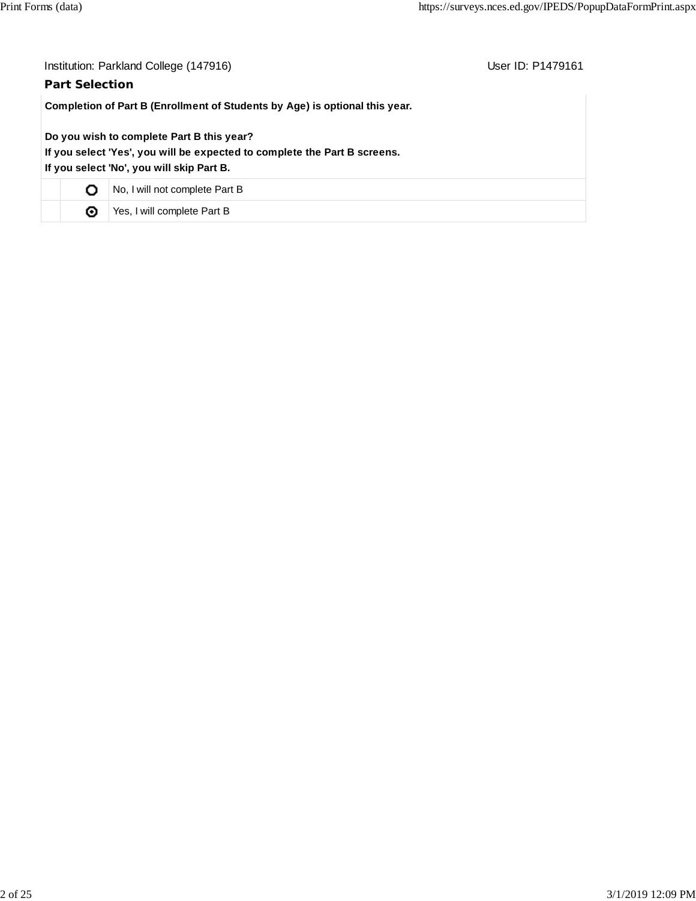Institution: Parkland College (147916) User ID: P1479161

## Part Selection

**Completion of Part B (Enrollment of Students by Age) is optional this year.**

**Do you wish to complete Part B this year?**
**If you select 'Yes', you will be expected to complete the Part B screens.**
**If you select 'No', you will skip Part B.**

| | | |
|---|---|---|
| | ○ | No, I will not complete Part B |
| | ◉ | Yes, I will complete Part B |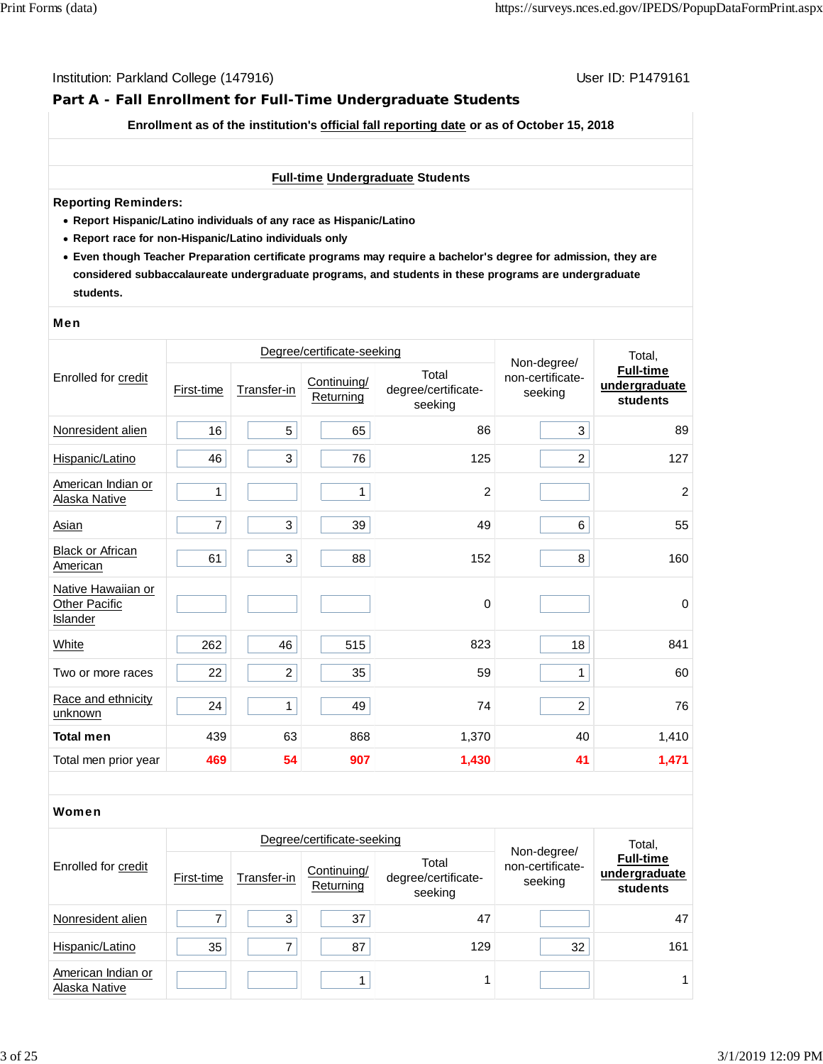Institution: Parkland College (147916)

User ID: P1479161

## Part A - Fall Enrollment for Full-Time Undergraduate Students

**Enrollment as of the institution's official fall reporting date or as of October 15, 2018**

**Full-time Undergraduate Students**

**Reporting Reminders:**

- **Report Hispanic/Latino individuals of any race as Hispanic/Latino**
- **Report race for non-Hispanic/Latino individuals only**
- **Even though Teacher Preparation certificate programs may require a bachelor's degree for admission, they are considered subbaccalaureate undergraduate programs, and students in these programs are undergraduate students.**

### Men

| Enrolled for credit | Degree/certificate-seeking | | | | Non-degree/ non-certificate-seeking | Total, **Full-time undergraduate students** |
|---|---|---|---|---|---|---|
| | First-time | Transfer-in | Continuing/ Returning | Total degree/certificate-seeking | | |
| Nonresident alien | 16 | 5 | 65 | 86 | 3 | 89 |
| Hispanic/Latino | 46 | 3 | 76 | 125 | 2 | 127 |
| American Indian or Alaska Native | 1 | | 1 | 2 | | 2 |
| Asian | 7 | 3 | 39 | 49 | 6 | 55 |
| Black or African American | 61 | 3 | 88 | 152 | 8 | 160 |
| Native Hawaiian or Other Pacific Islander | | | | 0 | | 0 |
| White | 262 | 46 | 515 | 823 | 18 | 841 |
| Two or more races | 22 | 2 | 35 | 59 | 1 | 60 |
| Race and ethnicity unknown | 24 | 1 | 49 | 74 | 2 | 76 |
| **Total men** | 439 | 63 | 868 | 1,370 | 40 | 1,410 |
| Total men prior year | 469 | 54 | 907 | 1,430 | 41 | 1,471 |

### Women

| Enrolled for credit | Degree/certificate-seeking | | | | Non-degree/ non-certificate-seeking | Total, **Full-time undergraduate students** |
|---|---|---|---|---|---|---|
| | First-time | Transfer-in | Continuing/ Returning | Total degree/certificate-seeking | | |
| Nonresident alien | 7 | 3 | 37 | 47 | | 47 |
| Hispanic/Latino | 35 | 7 | 87 | 129 | 32 | 161 |
| American Indian or Alaska Native | | | 1 | 1 | | 1 |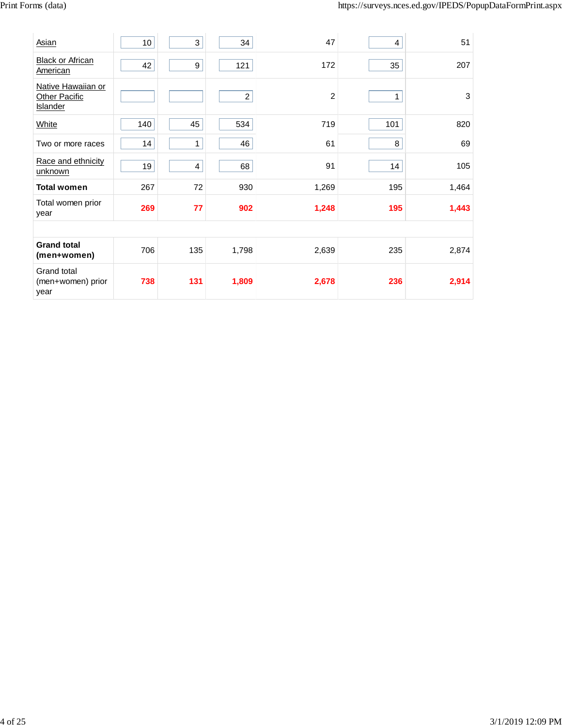| | | | | | | |
|---|---|---|---|---|---|---|
| Asian | 10 | 3 | 34 | 47 | 4 | 51 |
| Black or African American | 42 | 9 | 121 | 172 | 35 | 207 |
| Native Hawaiian or Other Pacific Islander | | | 2 | 2 | 1 | 3 |
| White | 140 | 45 | 534 | 719 | 101 | 820 |
| Two or more races | 14 | 1 | 46 | 61 | 8 | 69 |
| Race and ethnicity unknown | 19 | 4 | 68 | 91 | 14 | 105 |
| **Total women** | 267 | 72 | 930 | 1,269 | 195 | 1,464 |
| Total women prior year | **269** | **77** | **902** | **1,248** | **195** | **1,443** |
| | | | | | | |
| **Grand total (men+women)** | 706 | 135 | 1,798 | 2,639 | 235 | 2,874 |
| Grand total (men+women) prior year | **738** | **131** | **1,809** | **2,678** | **236** | **2,914** |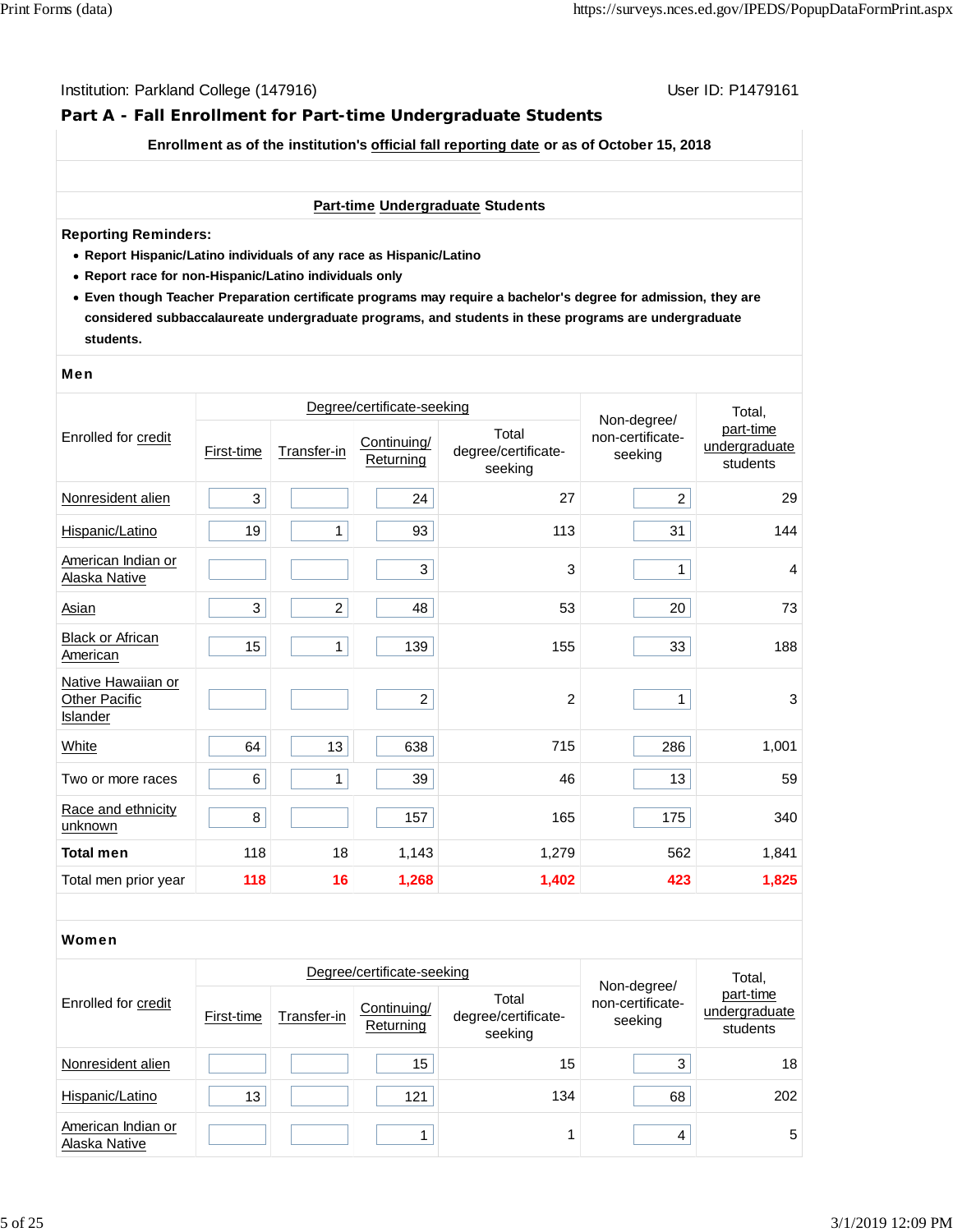Institution: Parkland College (147916) User ID: P1479161

## Part A - Fall Enrollment for Part-time Undergraduate Students

**Enrollment as of the institution's official fall reporting date or as of October 15, 2018**

**Part-time Undergraduate Students**

**Reporting Reminders:**

- **Report Hispanic/Latino individuals of any race as Hispanic/Latino**
- **Report race for non-Hispanic/Latino individuals only**
- **Even though Teacher Preparation certificate programs may require a bachelor's degree for admission, they are considered subbaccalaureate undergraduate programs, and students in these programs are undergraduate students.**

### Men

| Enrolled for credit | Degree/certificate-seeking | | | | Non-degree/ non-certificate-seeking | Total, part-time undergraduate students |
|---|---|---|---|---|---|---|
| | First-time | Transfer-in | Continuing/ Returning | Total degree/certificate-seeking | | |
| Nonresident alien | 3 | | 24 | 27 | 2 | 29 |
| Hispanic/Latino | 19 | 1 | 93 | 113 | 31 | 144 |
| American Indian or Alaska Native | | | 3 | 3 | 1 | 4 |
| Asian | 3 | 2 | 48 | 53 | 20 | 73 |
| Black or African American | 15 | 1 | 139 | 155 | 33 | 188 |
| Native Hawaiian or Other Pacific Islander | | | 2 | 2 | 1 | 3 |
| White | 64 | 13 | 638 | 715 | 286 | 1,001 |
| Two or more races | 6 | 1 | 39 | 46 | 13 | 59 |
| Race and ethnicity unknown | 8 | | 157 | 165 | 175 | 340 |
| **Total men** | 118 | 18 | 1,143 | 1,279 | 562 | 1,841 |
| Total men prior year | 118 | 16 | 1,268 | 1,402 | 423 | 1,825 |

### Women

| Enrolled for credit | Degree/certificate-seeking | | | | Non-degree/ non-certificate-seeking | Total, part-time undergraduate students |
|---|---|---|---|---|---|---|
| | First-time | Transfer-in | Continuing/ Returning | Total degree/certificate-seeking | | |
| Nonresident alien | | | 15 | 15 | 3 | 18 |
| Hispanic/Latino | 13 | | 121 | 134 | 68 | 202 |
| American Indian or Alaska Native | | | 1 | 1 | 4 | 5 |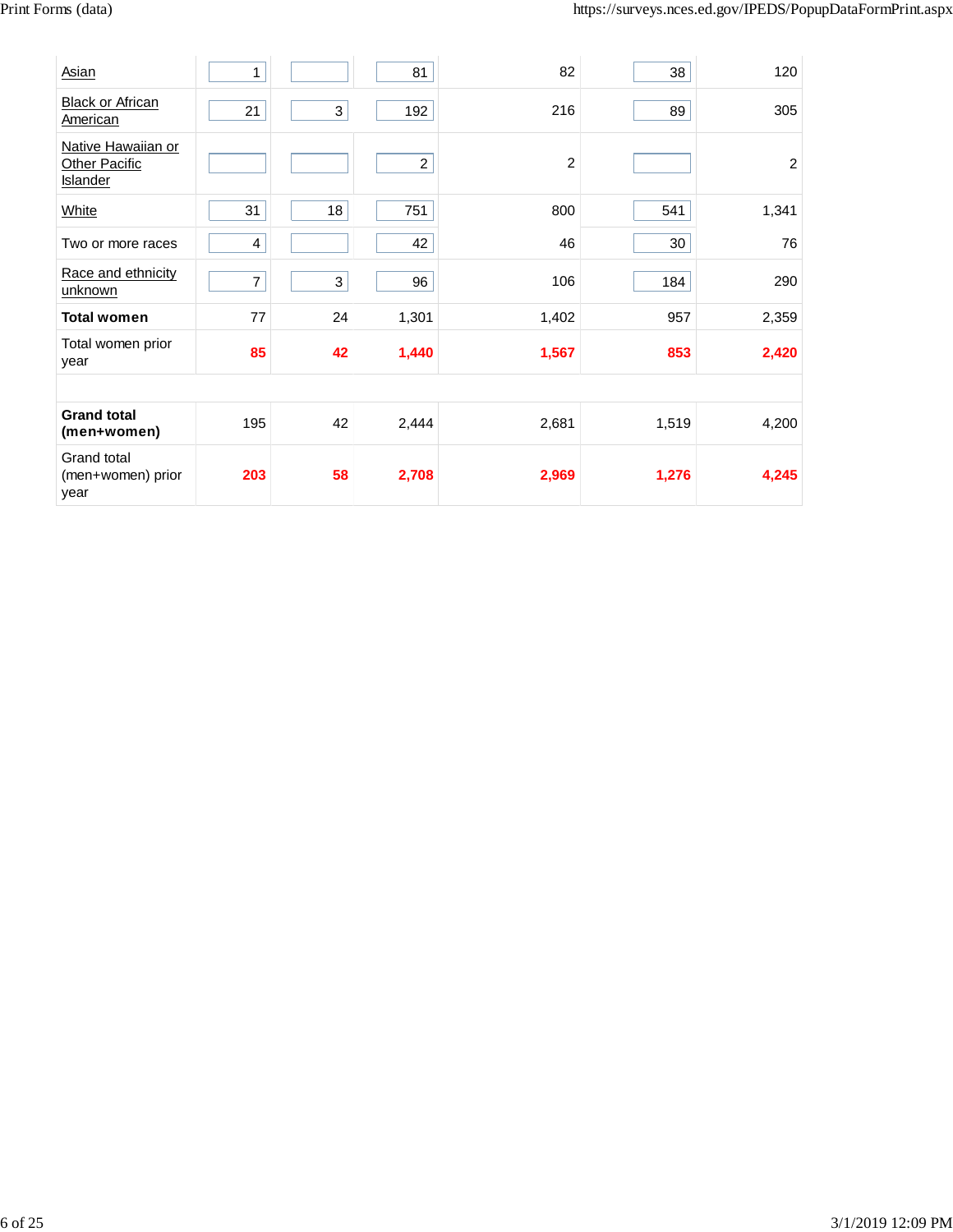| | | | | | | |
|---|---|---|---|---|---|---|
| Asian | 1 | | 81 | 82 | 38 | 120 |
| Black or African American | 21 | 3 | 192 | 216 | 89 | 305 |
| Native Hawaiian or Other Pacific Islander | | | 2 | 2 | | 2 |
| White | 31 | 18 | 751 | 800 | 541 | 1,341 |
| Two or more races | 4 | | 42 | 46 | 30 | 76 |
| Race and ethnicity unknown | 7 | 3 | 96 | 106 | 184 | 290 |
| **Total women** | 77 | 24 | 1,301 | 1,402 | 957 | 2,359 |
| Total women prior year | **85** | **42** | **1,440** | **1,567** | **853** | **2,420** |
| | | | | | | |
| **Grand total (men+women)** | 195 | 42 | 2,444 | 2,681 | 1,519 | 4,200 |
| Grand total (men+women) prior year | **203** | **58** | **2,708** | **2,969** | **1,276** | **4,245** |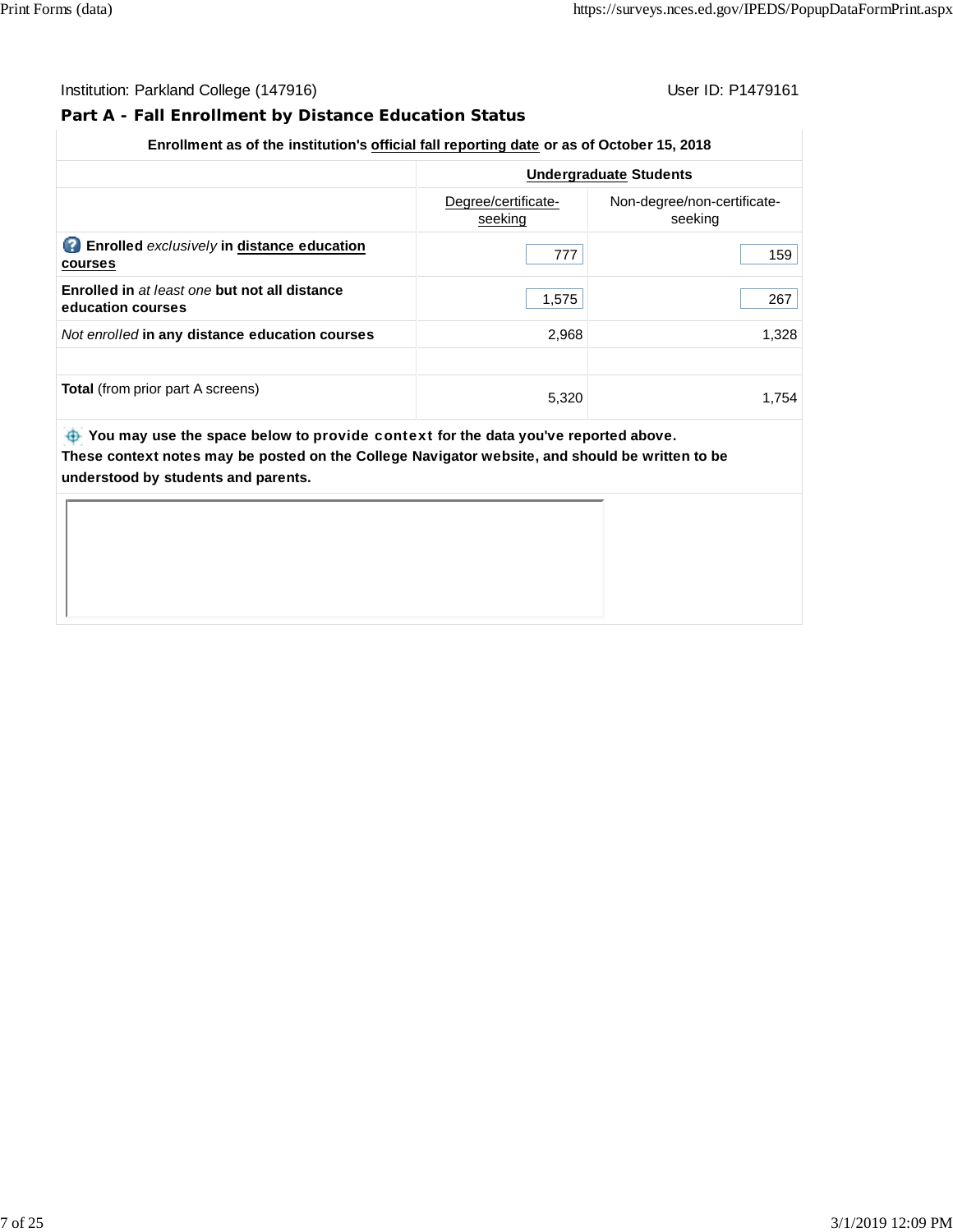Institution: Parkland College (147916)

User ID: P1479161

## Part A - Fall Enrollment by Distance Education Status

| Enrollment as of the institution's official fall reporting date or as of October 15, 2018 | | |
|---|---|---|
| | **Undergraduate Students** | |
| | Degree/certificate-seeking | Non-degree/non-certificate-seeking |
| **Enrolled** *exclusively* **in distance education courses** | 777 | 159 |
| **Enrolled in** *at least one* **but not all distance education courses** | 1,575 | 267 |
| *Not enrolled* **in any distance education courses** | 2,968 | 1,328 |
| | | |
| **Total** (from prior part A screens) | 5,320 | 1,754 |

**You may use the space below to provide context for the data you've reported above.**
**These context notes may be posted on the College Navigator website, and should be written to be understood by students and parents.**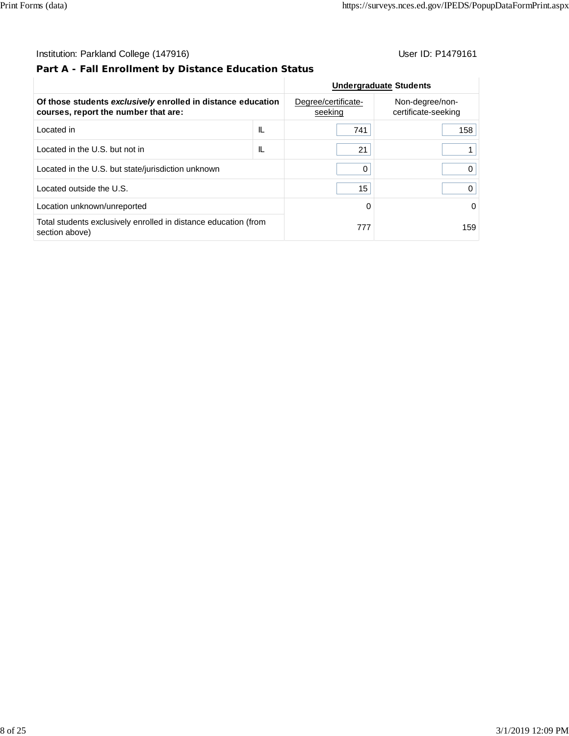Institution: Parkland College (147916) User ID: P1479161

## Part A - Fall Enrollment by Distance Education Status

| | | **Undergraduate Students** | |
|---|---|---|---|
| **Of those students *exclusively* enrolled in distance education courses, report the number that are:** | | Degree/certificate-seeking | Non-degree/non-certificate-seeking |
| Located in | IL | 741 | 158 |
| Located in the U.S. but not in | IL | 21 | 1 |
| Located in the U.S. but state/jurisdiction unknown | | 0 | 0 |
| Located outside the U.S. | | 15 | 0 |
| Location unknown/unreported | | 0 | 0 |
| Total students exclusively enrolled in distance education (from section above) | | 777 | 159 |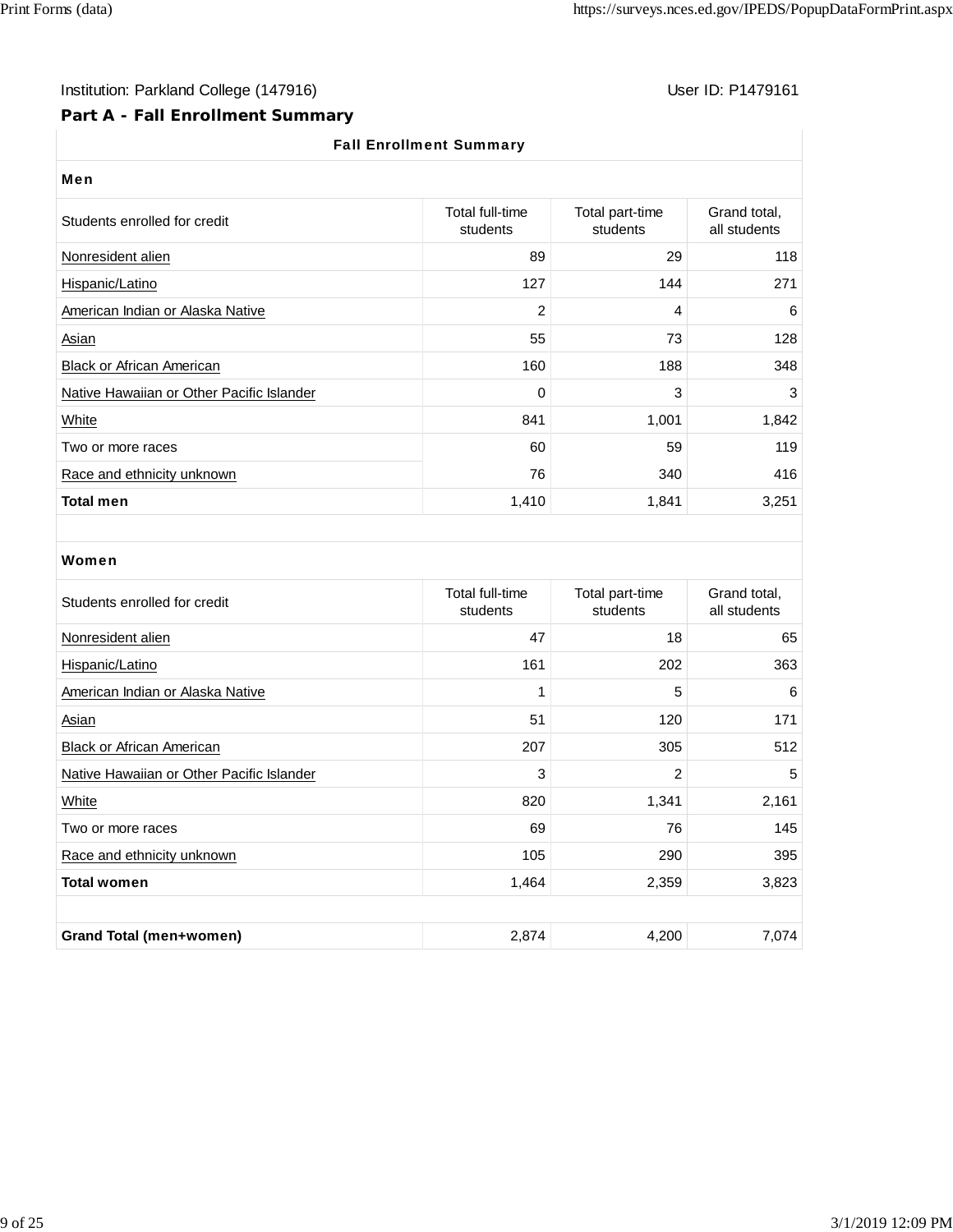Institution: Parkland College (147916)

User ID: P1479161

## Part A - Fall Enrollment Summary

**Fall Enrollment Summary**

**Men**

| Students enrolled for credit | Total full-time students | Total part-time students | Grand total, all students |
|---|---|---|---|
| Nonresident alien | 89 | 29 | 118 |
| Hispanic/Latino | 127 | 144 | 271 |
| American Indian or Alaska Native | 2 | 4 | 6 |
| Asian | 55 | 73 | 128 |
| Black or African American | 160 | 188 | 348 |
| Native Hawaiian or Other Pacific Islander | 0 | 3 | 3 |
| White | 841 | 1,001 | 1,842 |
| Two or more races | 60 | 59 | 119 |
| Race and ethnicity unknown | 76 | 340 | 416 |
| **Total men** | 1,410 | 1,841 | 3,251 |

**Women**

| Students enrolled for credit | Total full-time students | Total part-time students | Grand total, all students |
|---|---|---|---|
| Nonresident alien | 47 | 18 | 65 |
| Hispanic/Latino | 161 | 202 | 363 |
| American Indian or Alaska Native | 1 | 5 | 6 |
| Asian | 51 | 120 | 171 |
| Black or African American | 207 | 305 | 512 |
| Native Hawaiian or Other Pacific Islander | 3 | 2 | 5 |
| White | 820 | 1,341 | 2,161 |
| Two or more races | 69 | 76 | 145 |
| Race and ethnicity unknown | 105 | 290 | 395 |
| **Total women** | 1,464 | 2,359 | 3,823 |
| | | | |
| **Grand Total (men+women)** | 2,874 | 4,200 | 7,074 |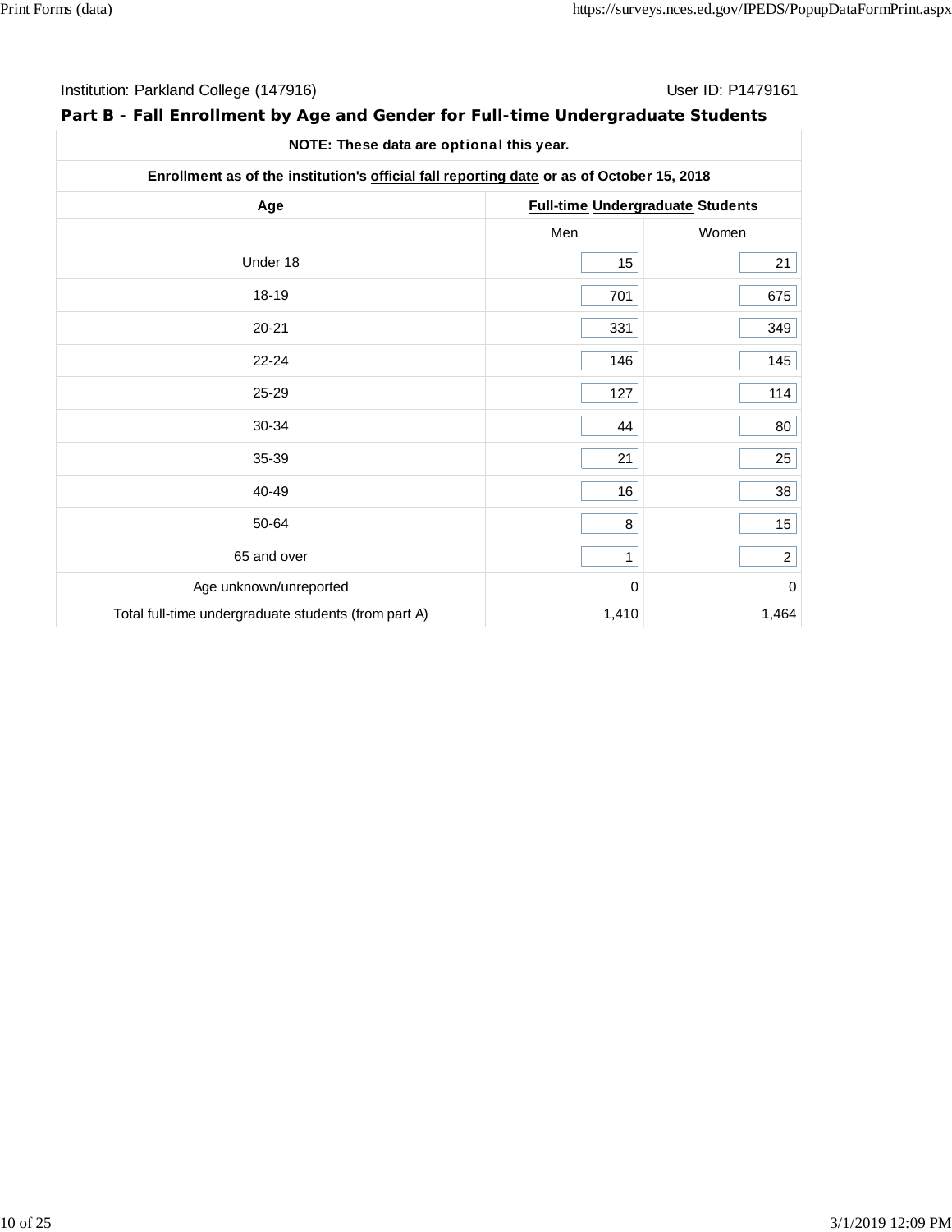Institution: Parkland College (147916) User ID: P1479161

## Part B - Fall Enrollment by Age and Gender for Full-time Undergraduate Students

| NOTE: These data are optional this year. | | |
|---|---|---|
| Enrollment as of the institution's official fall reporting date or as of October 15, 2018 | | |
| Age | Full-time Undergraduate Students | |
| | Men | Women |
| Under 18 | 15 | 21 |
| 18-19 | 701 | 675 |
| 20-21 | 331 | 349 |
| 22-24 | 146 | 145 |
| 25-29 | 127 | 114 |
| 30-34 | 44 | 80 |
| 35-39 | 21 | 25 |
| 40-49 | 16 | 38 |
| 50-64 | 8 | 15 |
| 65 and over | 1 | 2 |
| Age unknown/unreported | 0 | 0 |
| Total full-time undergraduate students (from part A) | 1,410 | 1,464 |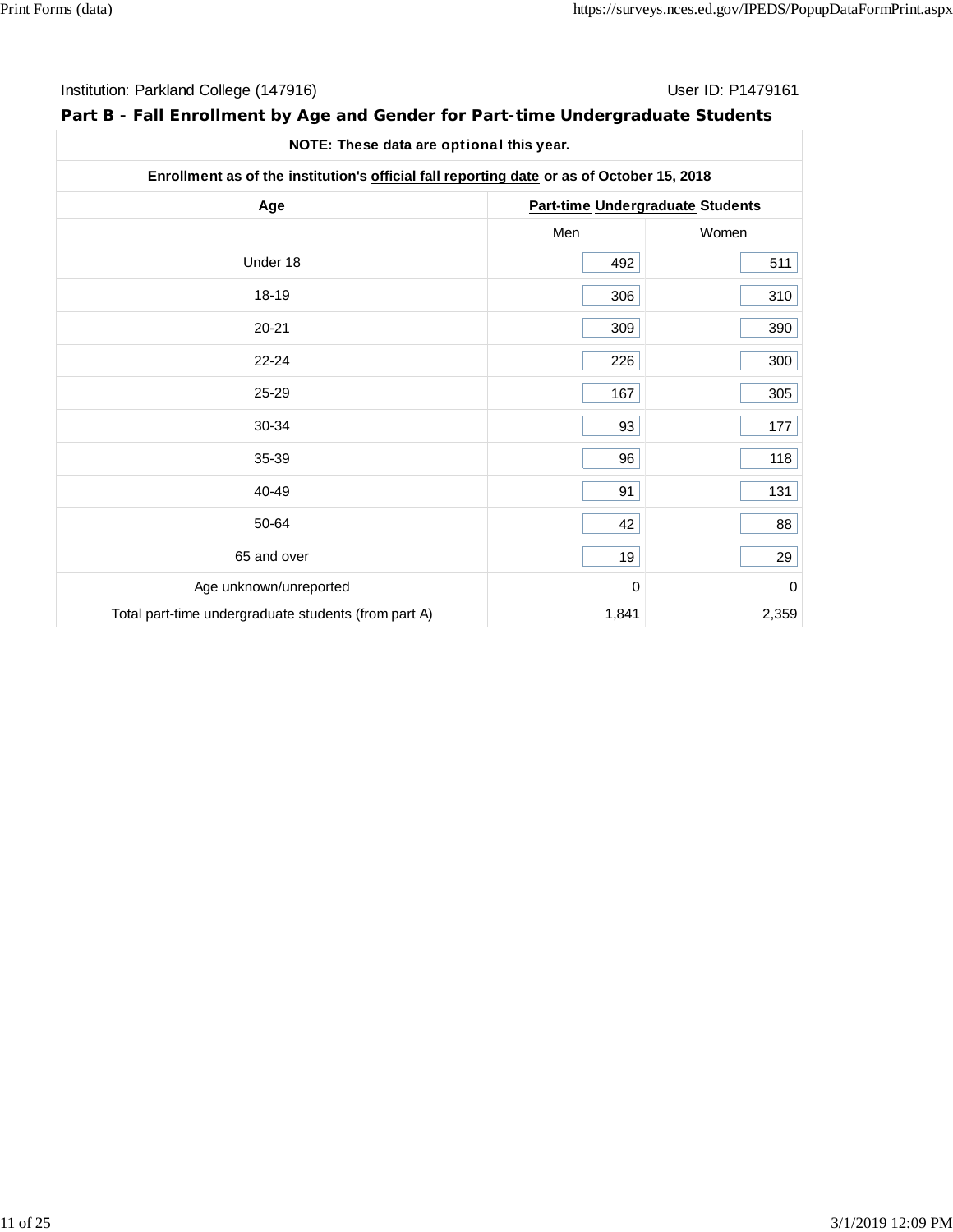Institution: Parkland College (147916)

User ID: P1479161

## Part B - Fall Enrollment by Age and Gender for Part-time Undergraduate Students

| NOTE: These data are optional this year. | | |
|---|---|---|
| Enrollment as of the institution's official fall reporting date or as of October 15, 2018 | | |
| Age | Part-time Undergraduate Students | |
| | Men | Women |
| Under 18 | 492 | 511 |
| 18-19 | 306 | 310 |
| 20-21 | 309 | 390 |
| 22-24 | 226 | 300 |
| 25-29 | 167 | 305 |
| 30-34 | 93 | 177 |
| 35-39 | 96 | 118 |
| 40-49 | 91 | 131 |
| 50-64 | 42 | 88 |
| 65 and over | 19 | 29 |
| Age unknown/unreported | 0 | 0 |
| Total part-time undergraduate students (from part A) | 1,841 | 2,359 |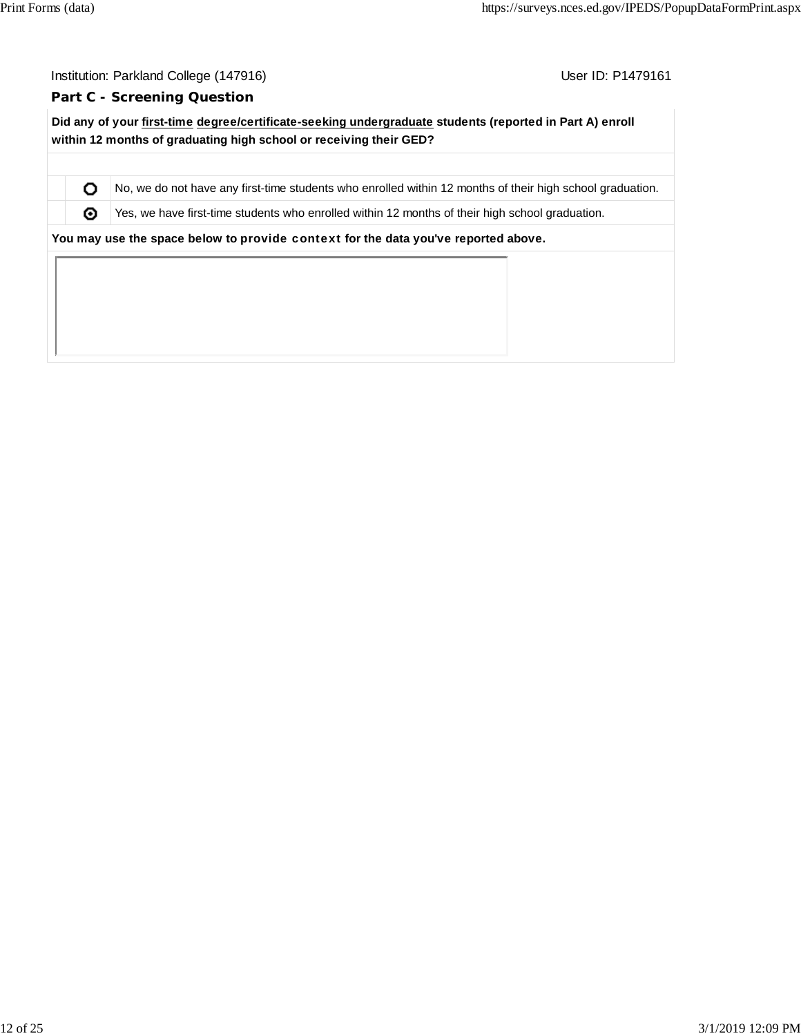Institution: Parkland College (147916) User ID: P1479161

## Part C - Screening Question

**Did any of your first-time degree/certificate-seeking undergraduate students (reported in Part A) enroll within 12 months of graduating high school or receiving their GED?**

| | |
|---|---|
| ○ | No, we do not have any first-time students who enrolled within 12 months of their high school graduation. |
| ◉ | Yes, we have first-time students who enrolled within 12 months of their high school graduation. |

**You may use the space below to provide context for the data you've reported above.**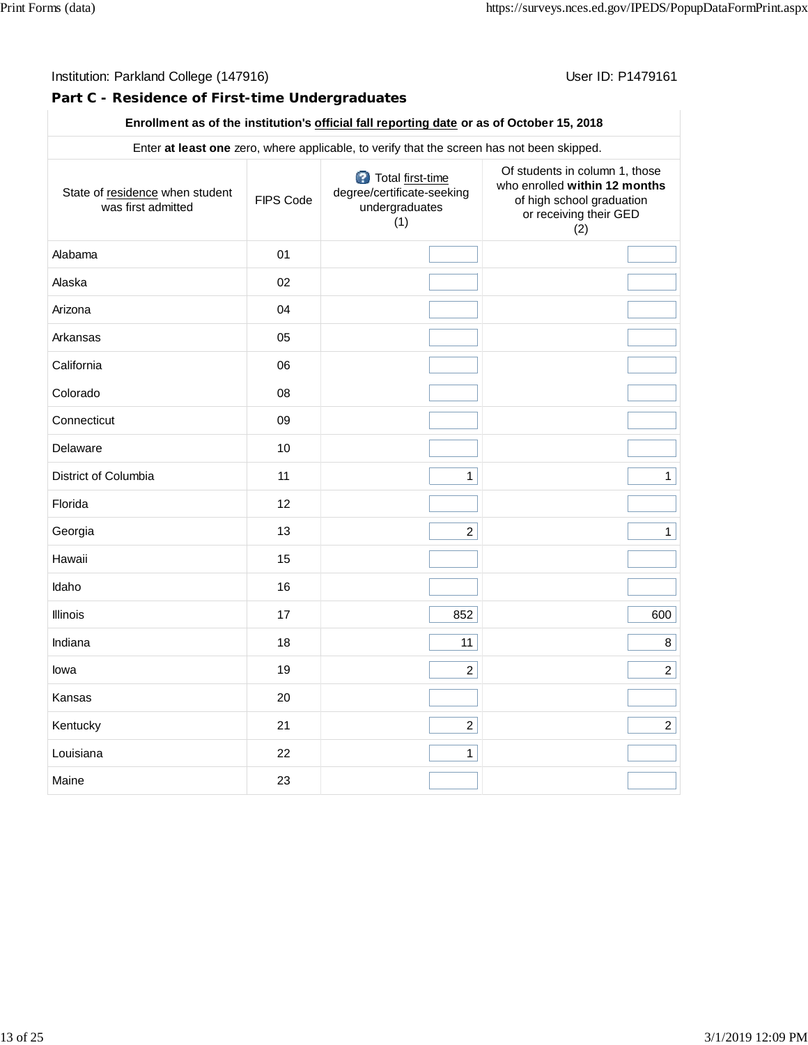Institution: Parkland College (147916) User ID: P1479161

## Part C - Residence of First-time Undergraduates

**Enrollment as of the institution's official fall reporting date or as of October 15, 2018**

Enter **at least one** zero, where applicable, to verify that the screen has not been skipped.

| State of residence when student was first admitted | FIPS Code | Total first-time degree/certificate-seeking undergraduates (1) | Of students in column 1, those who enrolled **within 12 months** of high school graduation or receiving their GED (2) |
|---|---|---|---|
| Alabama | 01 | | |
| Alaska | 02 | | |
| Arizona | 04 | | |
| Arkansas | 05 | | |
| California | 06 | | |
| Colorado | 08 | | |
| Connecticut | 09 | | |
| Delaware | 10 | | |
| District of Columbia | 11 | 1 | 1 |
| Florida | 12 | | |
| Georgia | 13 | 2 | 1 |
| Hawaii | 15 | | |
| Idaho | 16 | | |
| Illinois | 17 | 852 | 600 |
| Indiana | 18 | 11 | 8 |
| Iowa | 19 | 2 | 2 |
| Kansas | 20 | | |
| Kentucky | 21 | 2 | 2 |
| Louisiana | 22 | 1 | |
| Maine | 23 | | |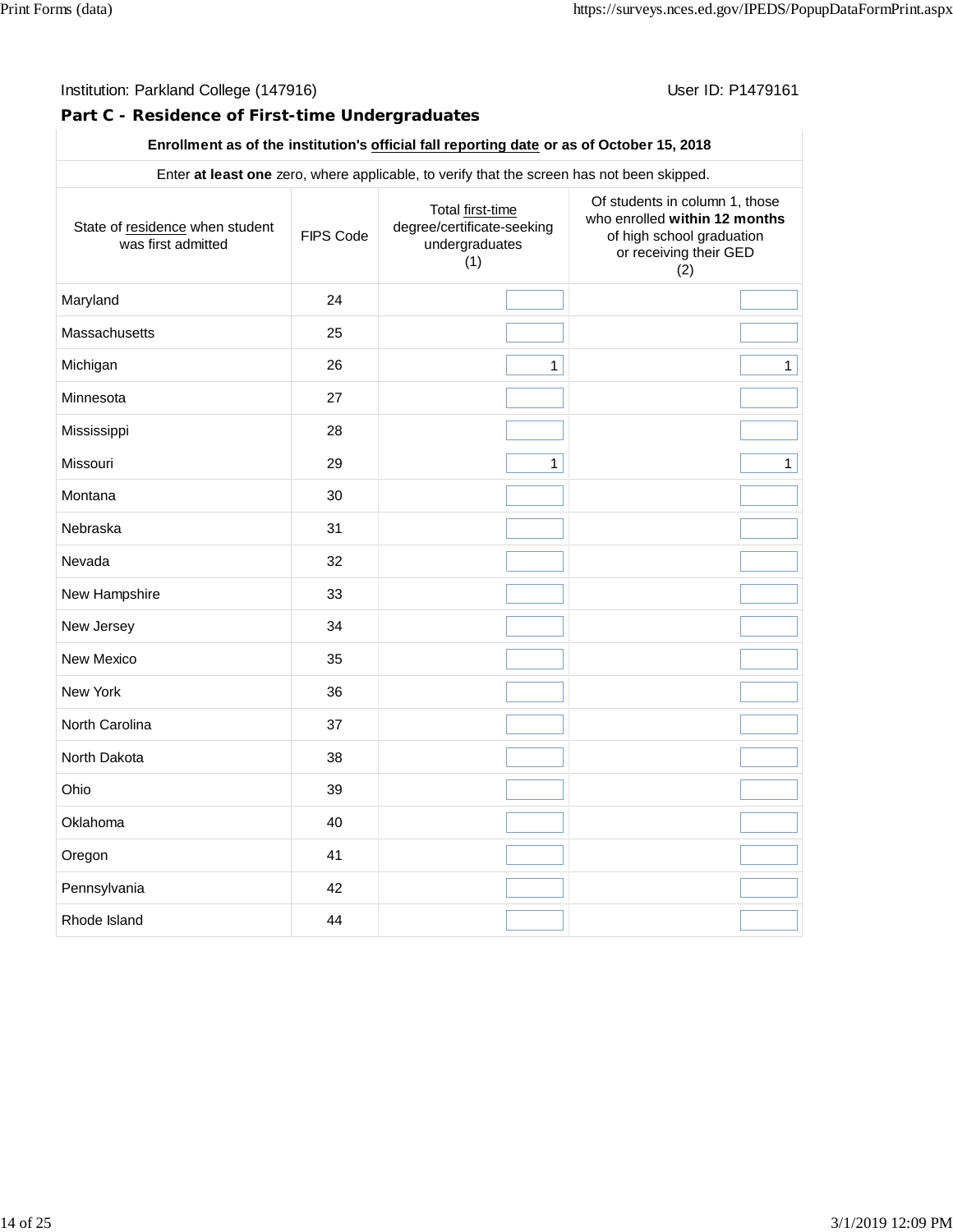Institution: Parkland College (147916)

User ID: P1479161

## Part C - Residence of First-time Undergraduates

| Enrollment as of the institution's official fall reporting date or as of October 15, 2018 | | | |
|---|---|---|---|
| Enter **at least one** zero, where applicable, to verify that the screen has not been skipped. | | | |
| State of residence when student was first admitted | FIPS Code | Total first-time degree/certificate-seeking undergraduates (1) | Of students in column 1, those who enrolled **within 12 months** of high school graduation or receiving their GED (2) |
| Maryland | 24 | | |
| Massachusetts | 25 | | |
| Michigan | 26 | 1 | 1 |
| Minnesota | 27 | | |
| Mississippi | 28 | | |
| Missouri | 29 | 1 | 1 |
| Montana | 30 | | |
| Nebraska | 31 | | |
| Nevada | 32 | | |
| New Hampshire | 33 | | |
| New Jersey | 34 | | |
| New Mexico | 35 | | |
| New York | 36 | | |
| North Carolina | 37 | | |
| North Dakota | 38 | | |
| Ohio | 39 | | |
| Oklahoma | 40 | | |
| Oregon | 41 | | |
| Pennsylvania | 42 | | |
| Rhode Island | 44 | | |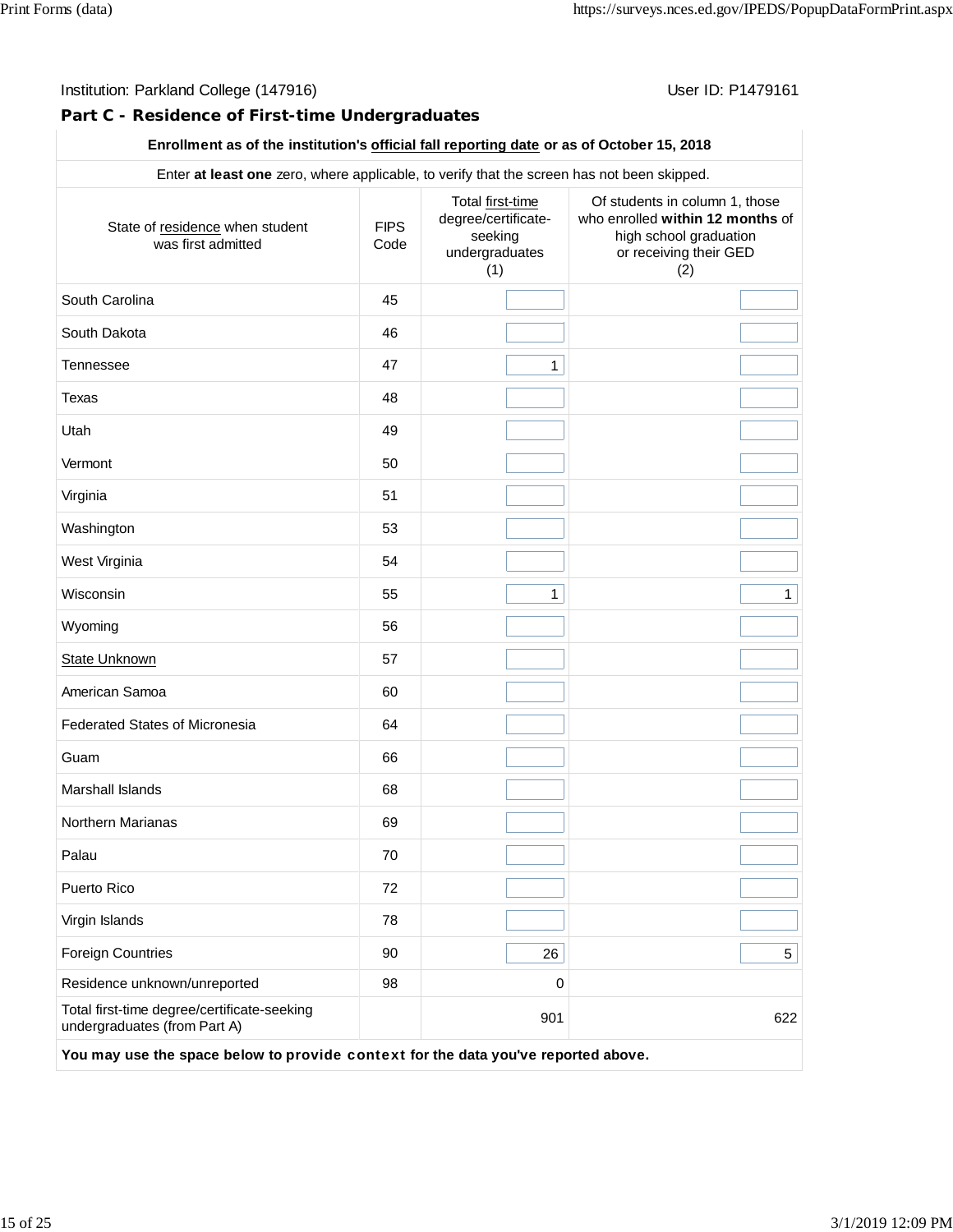Institution: Parkland College (147916) User ID: P1479161

### Part C - Residence of First-time Undergraduates

| Enrollment as of the institution's official fall reporting date or as of October 15, 2018 | | | |
|---|---|---|---|
| Enter **at least one** zero, where applicable, to verify that the screen has not been skipped. | | | |
| State of residence when student was first admitted | FIPS Code | Total first-time degree/certificate-seeking undergraduates (1) | Of students in column 1, those who enrolled **within 12 months** of high school graduation or receiving their GED (2) |
| South Carolina | 45 | | |
| South Dakota | 46 | | |
| Tennessee | 47 | 1 | |
| Texas | 48 | | |
| Utah | 49 | | |
| Vermont | 50 | | |
| Virginia | 51 | | |
| Washington | 53 | | |
| West Virginia | 54 | | |
| Wisconsin | 55 | 1 | 1 |
| Wyoming | 56 | | |
| State Unknown | 57 | | |
| American Samoa | 60 | | |
| Federated States of Micronesia | 64 | | |
| Guam | 66 | | |
| Marshall Islands | 68 | | |
| Northern Marianas | 69 | | |
| Palau | 70 | | |
| Puerto Rico | 72 | | |
| Virgin Islands | 78 | | |
| Foreign Countries | 90 | 26 | 5 |
| Residence unknown/unreported | 98 | 0 | |
| Total first-time degree/certificate-seeking undergraduates (from Part A) | | 901 | 622 |

**You may use the space below to provide context for the data you've reported above.**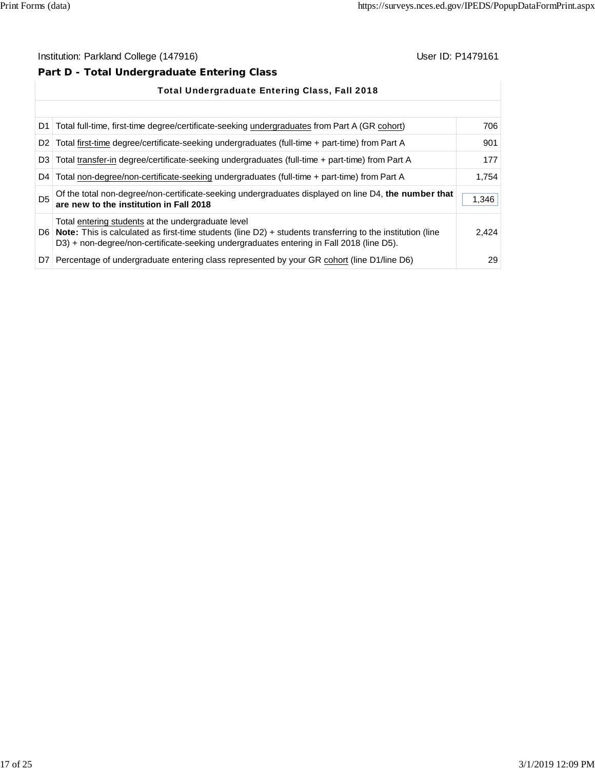Institution: Parkland College (147916) User ID: P1479161

## Part D - Total Undergraduate Entering Class

| | Total Undergraduate Entering Class, Fall 2018 | |
|---|---|---|
| D1 | Total full-time, first-time degree/certificate-seeking undergraduates from Part A (GR cohort) | 706 |
| D2 | Total first-time degree/certificate-seeking undergraduates (full-time + part-time) from Part A | 901 |
| D3 | Total transfer-in degree/certificate-seeking undergraduates (full-time + part-time) from Part A | 177 |
| D4 | Total non-degree/non-certificate-seeking undergraduates (full-time + part-time) from Part A | 1,754 |
| D5 | Of the total non-degree/non-certificate-seeking undergraduates displayed on line D4, **the number that are new to the institution in Fall 2018** | 1,346 |
| D6 | Total entering students at the undergraduate level<br>**Note:** This is calculated as first-time students (line D2) + students transferring to the institution (line D3) + non-degree/non-certificate-seeking undergraduates entering in Fall 2018 (line D5). | 2,424 |
| D7 | Percentage of undergraduate entering class represented by your GR cohort (line D1/line D6) | 29 |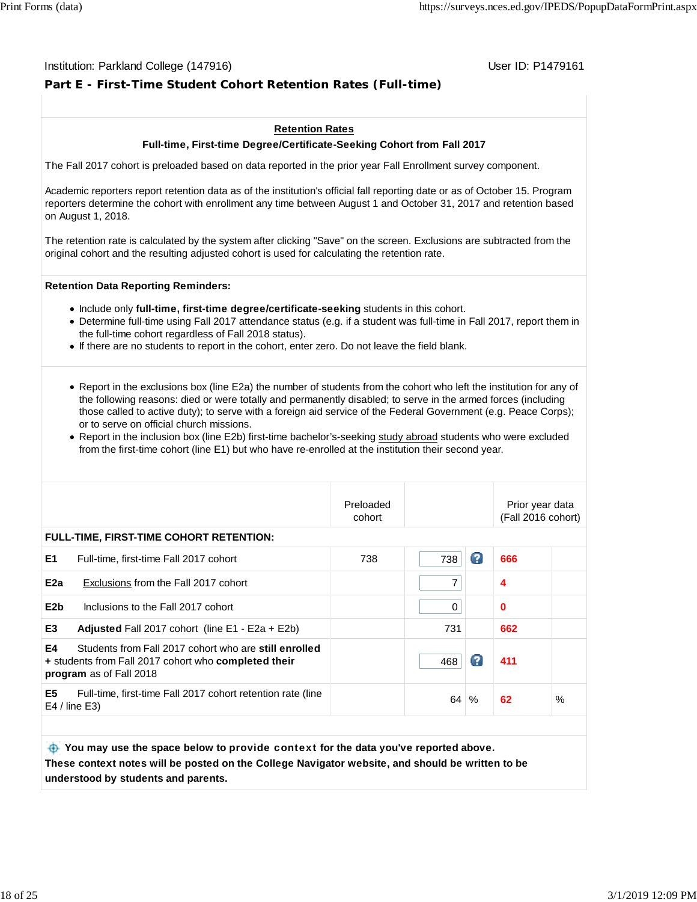Institution: Parkland College (147916)

User ID: P1479161

## Part E - First-Time Student Cohort Retention Rates (Full-time)

**Retention Rates**

**Full-time, First-time Degree/Certificate-Seeking Cohort from Fall 2017**

The Fall 2017 cohort is preloaded based on data reported in the prior year Fall Enrollment survey component.

Academic reporters report retention data as of the institution's official fall reporting date or as of October 15. Program reporters determine the cohort with enrollment any time between August 1 and October 31, 2017 and retention based on August 1, 2018.

The retention rate is calculated by the system after clicking "Save" on the screen. Exclusions are subtracted from the original cohort and the resulting adjusted cohort is used for calculating the retention rate.

**Retention Data Reporting Reminders:**

- Include only **full-time, first-time degree/certificate-seeking** students in this cohort.
- Determine full-time using Fall 2017 attendance status (e.g. if a student was full-time in Fall 2017, report them in the full-time cohort regardless of Fall 2018 status).
- If there are no students to report in the cohort, enter zero. Do not leave the field blank.

- Report in the exclusions box (line E2a) the number of students from the cohort who left the institution for any of the following reasons: died or were totally and permanently disabled; to serve in the armed forces (including those called to active duty); to serve with a foreign aid service of the Federal Government (e.g. Peace Corps); or to serve on official church missions.
- Report in the inclusion box (line E2b) first-time bachelor's-seeking study abroad students who were excluded from the first-time cohort (line E1) but who have re-enrolled at the institution their second year.

| | Preloaded cohort | | Prior year data (Fall 2016 cohort) |
|---|---|---|---|
| **FULL-TIME, FIRST-TIME COHORT RETENTION:** | | | |
| **E1** Full-time, first-time Fall 2017 cohort | 738 | 738 | 666 |
| **E2a** Exclusions from the Fall 2017 cohort | | 7 | 4 |
| **E2b** Inclusions to the Fall 2017 cohort | | 0 | 0 |
| **E3** **Adjusted** Fall 2017 cohort (line E1 - E2a + E2b) | | 731 | 662 |
| **E4** Students from Fall 2017 cohort who are **still enrolled + ** students from Fall 2017 cohort who **completed their program** as of Fall 2018 | | 468 | 411 |
| **E5** Full-time, first-time Fall 2017 cohort retention rate (line E4 / line E3) | | 64 % | 62 % |

**You may use the space below to provide context for the data you've reported above. These context notes will be posted on the College Navigator website, and should be written to be understood by students and parents.**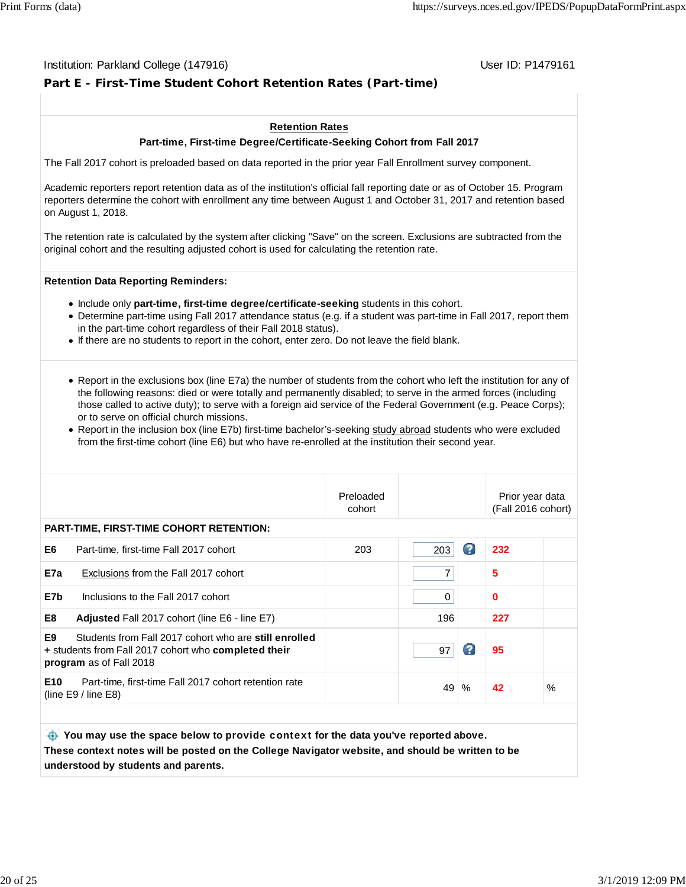Institution: Parkland College (147916)

User ID: P1479161

## Part E - First-Time Student Cohort Retention Rates (Part-time)

### Retention Rates

**Part-time, First-time Degree/Certificate-Seeking Cohort from Fall 2017**

The Fall 2017 cohort is preloaded based on data reported in the prior year Fall Enrollment survey component.

Academic reporters report retention data as of the institution's official fall reporting date or as of October 15. Program reporters determine the cohort with enrollment any time between August 1 and October 31, 2017 and retention based on August 1, 2018.

The retention rate is calculated by the system after clicking "Save" on the screen. Exclusions are subtracted from the original cohort and the resulting adjusted cohort is used for calculating the retention rate.

**Retention Data Reporting Reminders:**

- Include only **part-time, first-time degree/certificate-seeking** students in this cohort.
- Determine part-time using Fall 2017 attendance status (e.g. if a student was part-time in Fall 2017, report them in the part-time cohort regardless of their Fall 2018 status).
- If there are no students to report in the cohort, enter zero. Do not leave the field blank.

- Report in the exclusions box (line E7a) the number of students from the cohort who left the institution for any of the following reasons: died or were totally and permanently disabled; to serve in the armed forces (including those called to active duty); to serve with a foreign aid service of the Federal Government (e.g. Peace Corps); or to serve on official church missions.
- Report in the inclusion box (line E7b) first-time bachelor's-seeking study abroad students who were excluded from the first-time cohort (line E6) but who have re-enrolled at the institution their second year.

| | | Preloaded cohort | | Prior year data (Fall 2016 cohort) | |
|---|---|---|---|---|---|
| **PART-TIME, FIRST-TIME COHORT RETENTION:** | | | | | |
| **E6** | Part-time, first-time Fall 2017 cohort | 203 | 203 | 232 | |
| **E7a** | Exclusions from the Fall 2017 cohort | | 7 | 5 | |
| **E7b** | Inclusions to the Fall 2017 cohort | | 0 | 0 | |
| **E8** | **Adjusted** Fall 2017 cohort (line E6 - line E7) | | 196 | 227 | |
| **E9** | Students from Fall 2017 cohort who are **still enrolled** + students from Fall 2017 cohort who **completed their program** as of Fall 2018 | | 97 | 95 | |
| **E10** | Part-time, first-time Fall 2017 cohort retention rate (line E9 / line E8) | | 49 % | 42 | % |

**You may use the space below to provide context for the data you've reported above. These context notes will be posted on the College Navigator website, and should be written to be understood by students and parents.**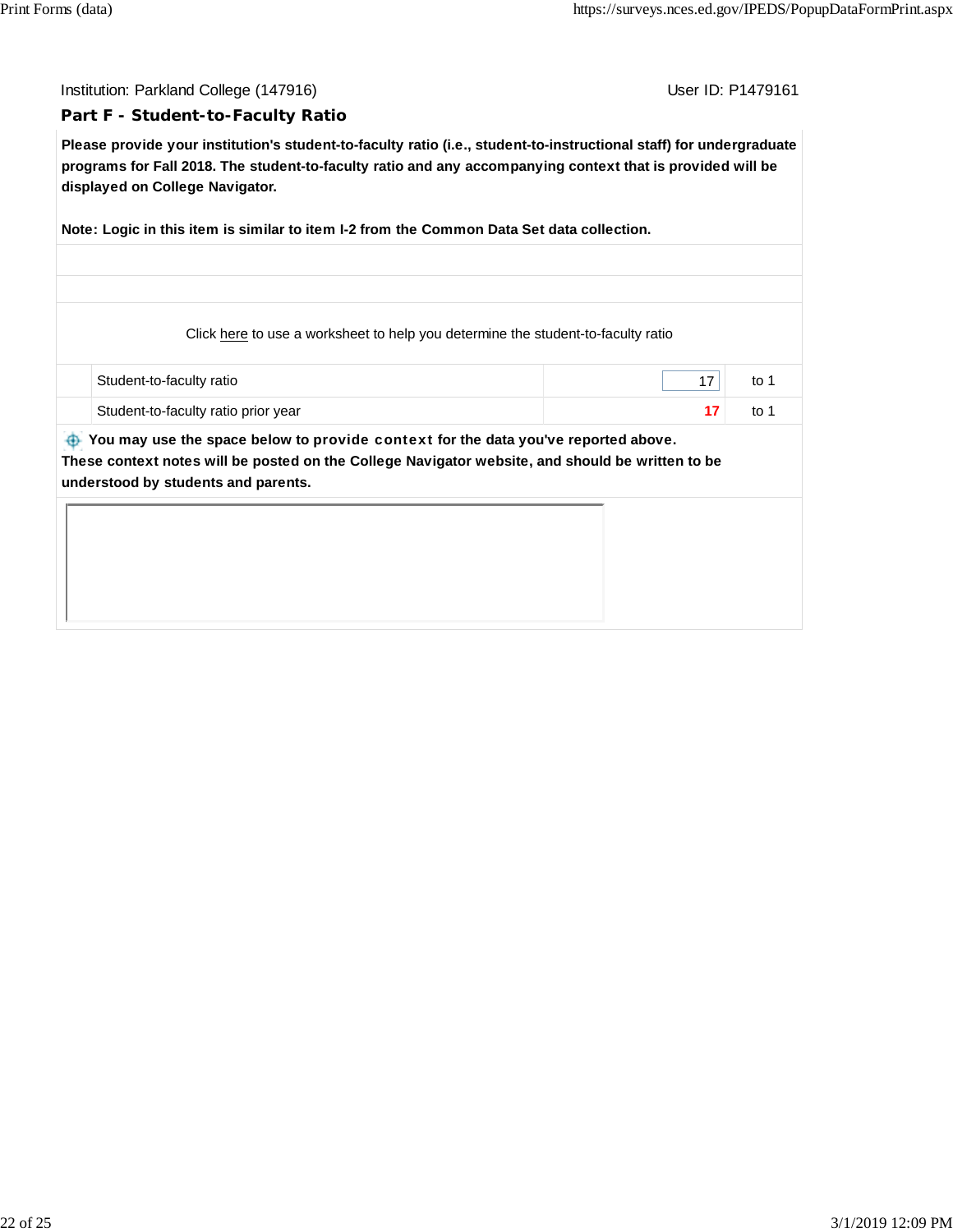Institution: Parkland College (147916)

User ID: P1479161

## Part F - Student-to-Faculty Ratio

**Please provide your institution's student-to-faculty ratio (i.e., student-to-instructional staff) for undergraduate programs for Fall 2018. The student-to-faculty ratio and any accompanying context that is provided will be displayed on College Navigator.**

**Note: Logic in this item is similar to item I-2 from the Common Data Set data collection.**

Click here to use a worksheet to help you determine the student-to-faculty ratio

| | | | |
|---|---|---|---|
| | Student-to-faculty ratio | 17 | to 1 |
| | Student-to-faculty ratio prior year | **17** | to 1 |

**You may use the space below to provide context for the data you've reported above. These context notes will be posted on the College Navigator website, and should be written to be understood by students and parents.**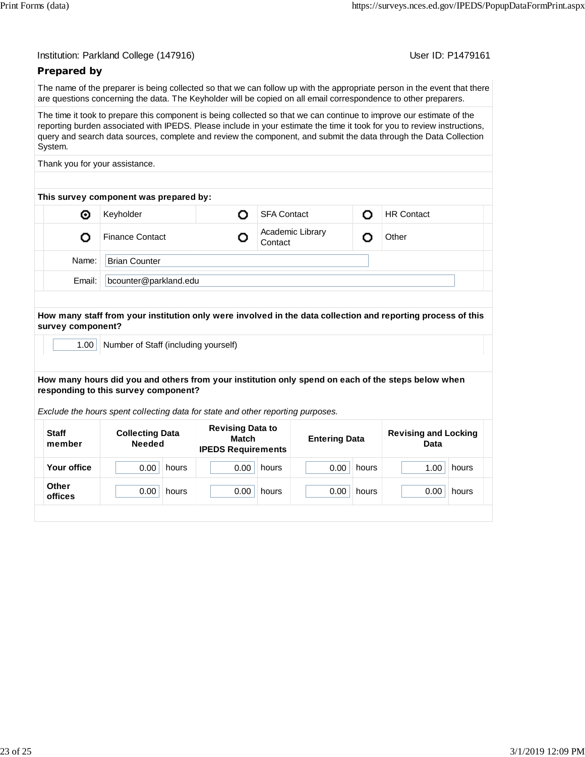Institution: Parkland College (147916) User ID: P1479161

## Prepared by

The name of the preparer is being collected so that we can follow up with the appropriate person in the event that there are questions concerning the data. The Keyholder will be copied on all email correspondence to other preparers.

The time it took to prepare this component is being collected so that we can continue to improve our estimate of the reporting burden associated with IPEDS. Please include in your estimate the time it took for you to review instructions, query and search data sources, complete and review the component, and submit the data through the Data Collection System.

Thank you for your assistance.

**This survey component was prepared by:**

| | | | | | |
|---|---|---|---|---|---|
| ◉ | Keyholder | ○ | SFA Contact | ○ | HR Contact |
| ○ | Finance Contact | ○ | Academic Library Contact | ○ | Other |

Name: Brian Counter

Email: bcounter@parkland.edu

**How many staff from your institution only were involved in the data collection and reporting process of this survey component?**

1.00 Number of Staff (including yourself)

**How many hours did you and others from your institution only spend on each of the steps below when responding to this survey component?**

*Exclude the hours spent collecting data for state and other reporting purposes.*

| Staff member | Collecting Data Needed | Revising Data to Match IPEDS Requirements | Entering Data | Revising and Locking Data |
|---|---|---|---|---|
| Your office | 0.00 hours | 0.00 hours | 0.00 hours | 1.00 hours |
| Other offices | 0.00 hours | 0.00 hours | 0.00 hours | 0.00 hours |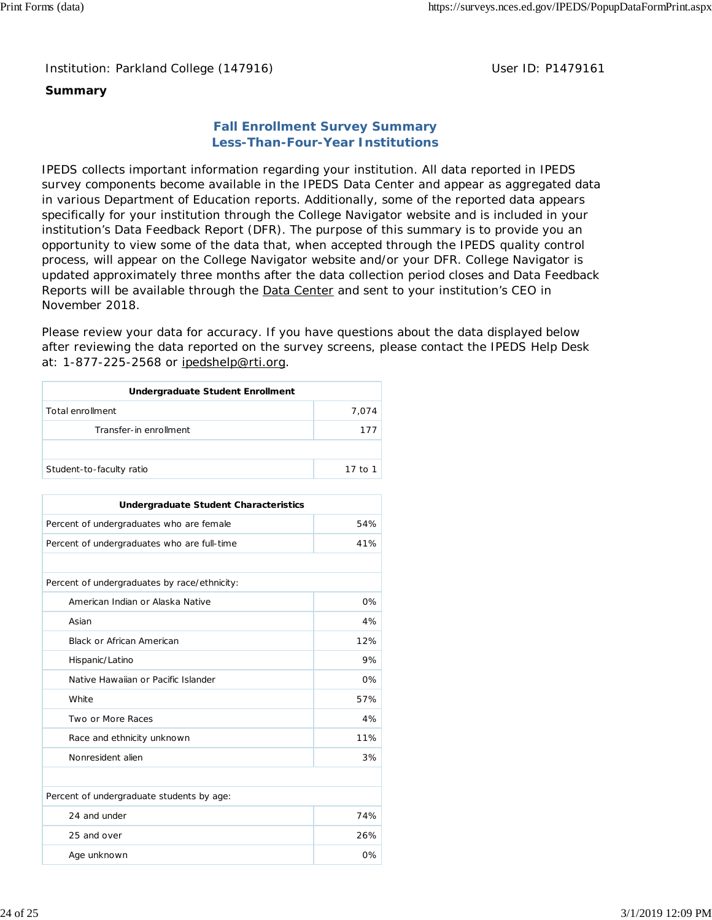Institution: Parkland College (147916) User ID: P1479161

**Summary**

## Fall Enrollment Survey Summary
## Less-Than-Four-Year Institutions

IPEDS collects important information regarding your institution. All data reported in IPEDS survey components become available in the IPEDS Data Center and appear as aggregated data in various Department of Education reports. Additionally, some of the reported data appears specifically for your institution through the College Navigator website and is included in your institution's Data Feedback Report (DFR). The purpose of this summary is to provide you an opportunity to view some of the data that, when accepted through the IPEDS quality control process, will appear on the College Navigator website and/or your DFR. College Navigator is updated approximately three months after the data collection period closes and Data Feedback Reports will be available through the Data Center and sent to your institution's CEO in November 2018.

Please review your data for accuracy. If you have questions about the data displayed below after reviewing the data reported on the survey screens, please contact the IPEDS Help Desk at: 1-877-225-2568 or ipedshelp@rti.org.

| Undergraduate Student Enrollment | |
|---|---|
| Total enrollment | 7,074 |
| Transfer-in enrollment | 177 |
| | |
| Student-to-faculty ratio | 17 to 1 |

| Undergraduate Student Characteristics | |
|---|---|
| Percent of undergraduates who are female | 54% |
| Percent of undergraduates who are full-time | 41% |
| | |
| Percent of undergraduates by race/ethnicity: | |
| American Indian or Alaska Native | 0% |
| Asian | 4% |
| Black or African American | 12% |
| Hispanic/Latino | 9% |
| Native Hawaiian or Pacific Islander | 0% |
| White | 57% |
| Two or More Races | 4% |
| Race and ethnicity unknown | 11% |
| Nonresident alien | 3% |
| | |
| Percent of undergraduate students by age: | |
| 24 and under | 74% |
| 25 and over | 26% |
| Age unknown | 0% |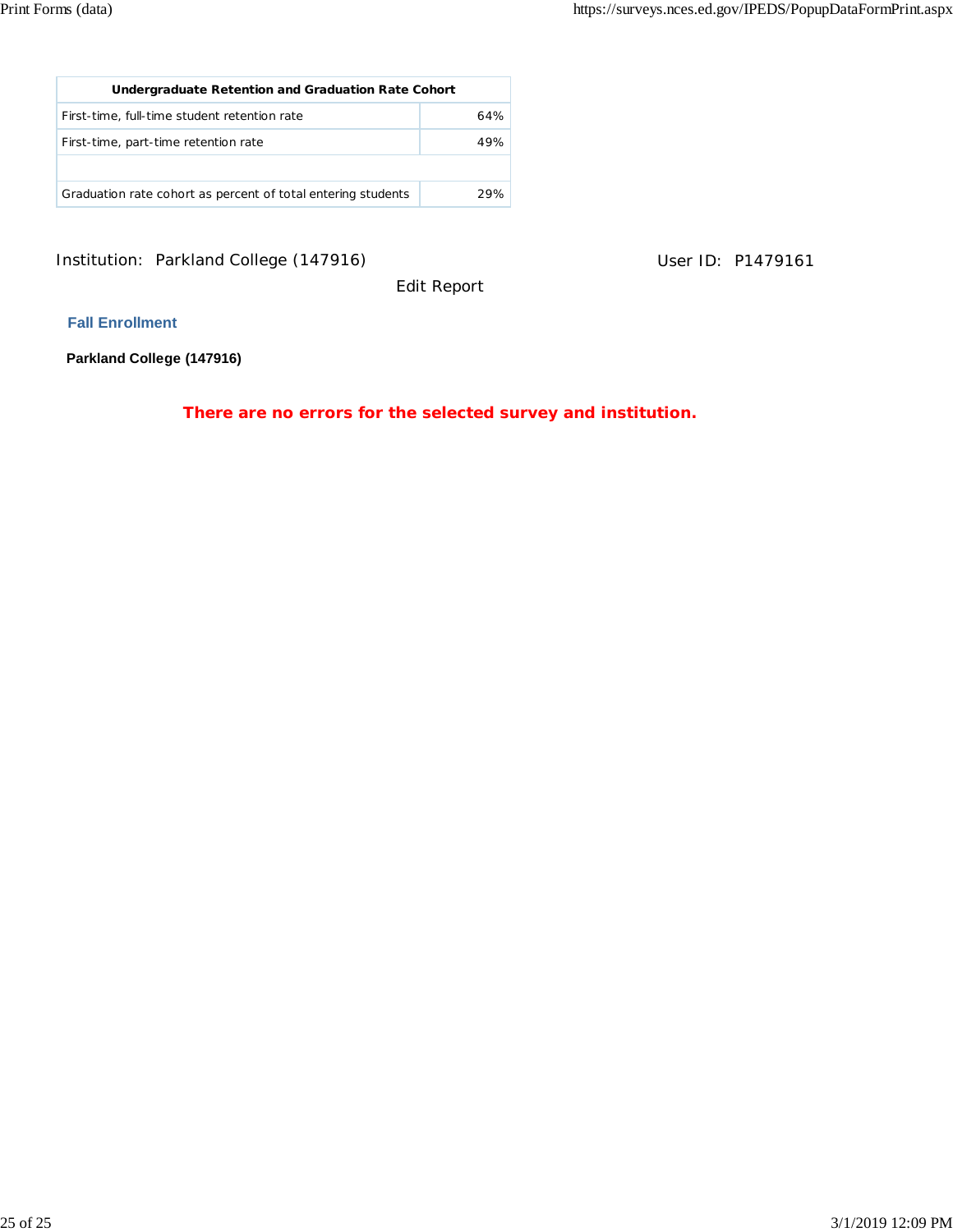| Undergraduate Retention and Graduation Rate Cohort | |
|---|---|
| First-time, full-time student retention rate | 64% |
| First-time, part-time retention rate | 49% |
| | |
| Graduation rate cohort as percent of total entering students | 29% |

Institution: Parkland College (147916)

User ID: P1479161

Edit Report

**Fall Enrollment**

**Parkland College (147916)**

**There are no errors for the selected survey and institution.**